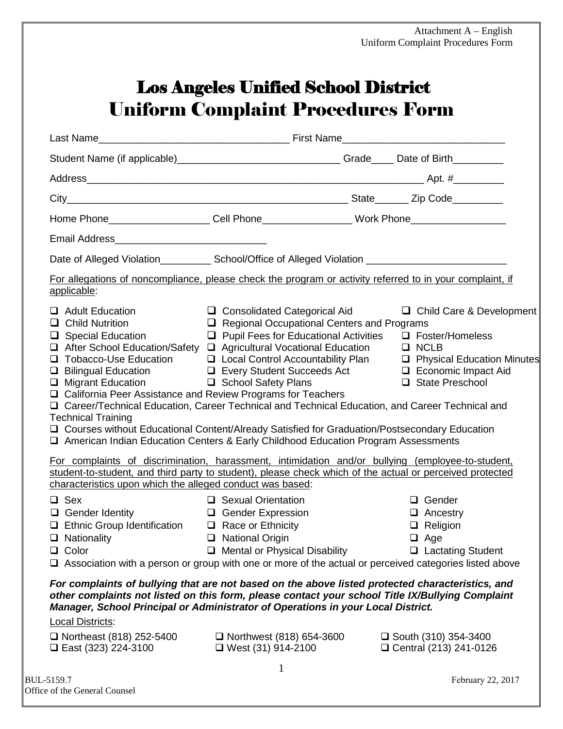Attachment A – English
Uniform Complaint Procedures Form

# Los Angeles Unified School District
# Uniform Complaint Procedures Form

Last Name_________________________________ First Name____________________________

Student Name (if applicable)_____________________________ Grade____ Date of Birth_________

Address_____________________________________________________________ Apt. #_________

City_________________________________________________ State______ Zip Code_________

Home Phone_________________ Cell Phone________________ Work Phone_________________

Email Address___________________________

Date of Alleged Violation_________ School/Office of Alleged Violation ________________________

For allegations of noncompliance, please check the program or activity referred to in your complaint, if applicable:

- ❑ Adult Education
- ❑ Consolidated Categorical Aid
- ❑ Child Care & Development
- ❑ Child Nutrition
- ❑ Regional Occupational Centers and Programs
- ❑ Special Education
- ❑ Pupil Fees for Educational Activities
- ❑ Foster/Homeless
- ❑ After School Education/Safety
- ❑ Agricultural Vocational Education
- ❑ NCLB
- ❑ Tobacco-Use Education
- ❑ Local Control Accountability Plan
- ❑ Physical Education Minutes
- ❑ Bilingual Education
- ❑ Every Student Succeeds Act
- ❑ Economic Impact Aid
- ❑ Migrant Education
- ❑ School Safety Plans
- ❑ State Preschool
- ❑ California Peer Assistance and Review Programs for Teachers
- ❑ Career/Technical Education, Career Technical and Technical Education, and Career Technical and Technical Training
- ❑ Courses without Educational Content/Already Satisfied for Graduation/Postsecondary Education
- ❑ American Indian Education Centers & Early Childhood Education Program Assessments

For complaints of discrimination, harassment, intimidation and/or bullying (employee-to-student, student-to-student, and third party to student), please check which of the actual or perceived protected characteristics upon which the alleged conduct was based:

- ❑ Sex
- ❑ Sexual Orientation
- ❑ Gender
- ❑ Gender Identity
- ❑ Gender Expression
- ❑ Ancestry
- ❑ Ethnic Group Identification
- ❑ Race or Ethnicity
- ❑ Religion
- ❑ Nationality
- ❑ National Origin
- ❑ Age
- ❑ Color
- ❑ Mental or Physical Disability
- ❑ Lactating Student
- ❑ Association with a person or group with one or more of the actual or perceived categories listed above

***For complaints of bullying that are not based on the above listed protected characteristics, and other complaints not listed on this form, please contact your school Title IX/Bullying Complaint Manager, School Principal or Administrator of Operations in your Local District.***

Local Districts:

- ❑ Northeast (818) 252-5400
- ❑ Northwest (818) 654-3600
- ❑ South (310) 354-3400
- ❑ East (323) 224-3100
- ❑ West (31) 914-2100
- ❑ Central (213) 241-0126

BUL-5159.7
Office of the General Counsel

February 22, 2017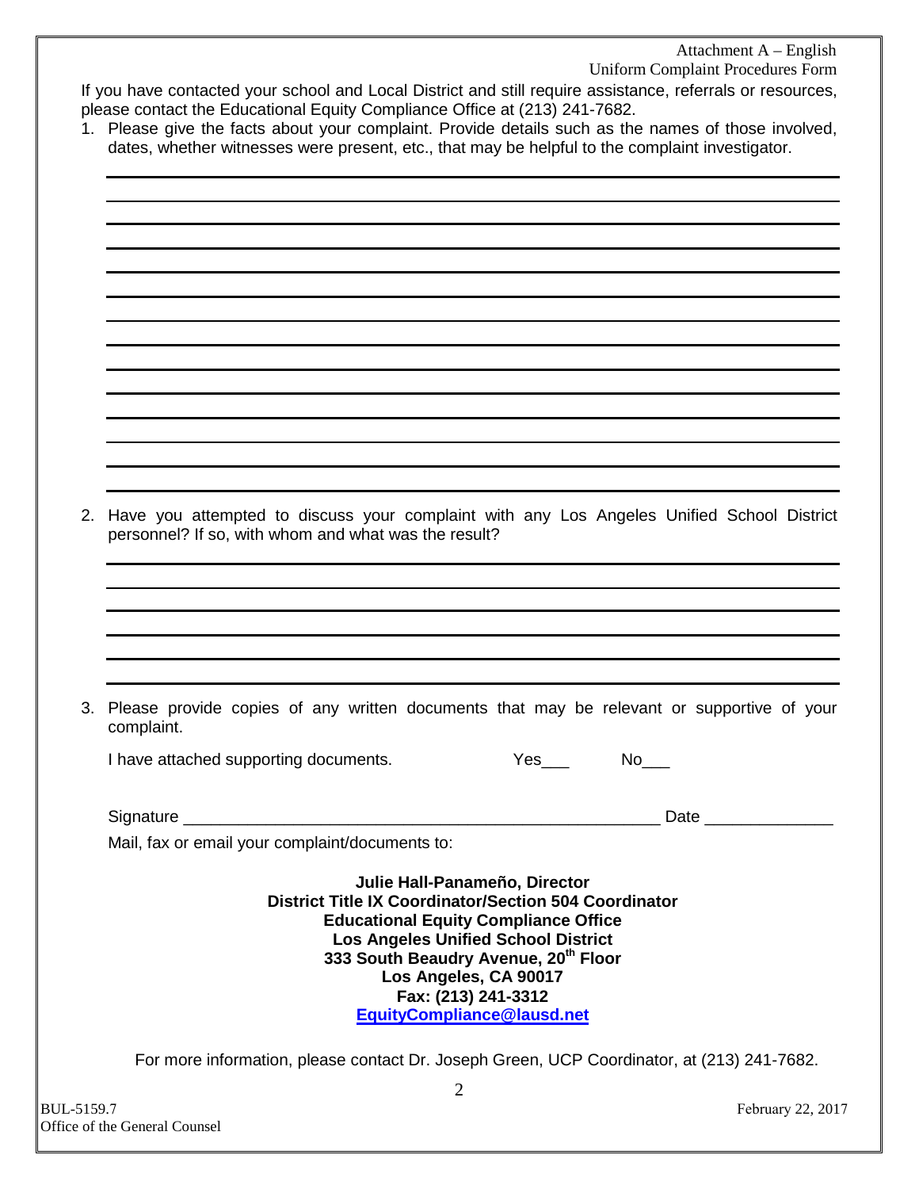Attachment A – English
Uniform Complaint Procedures Form

If you have contacted your school and Local District and still require assistance, referrals or resources, please contact the Educational Equity Compliance Office at (213) 241-7682.

1. Please give the facts about your complaint. Provide details such as the names of those involved, dates, whether witnesses were present, etc., that may be helpful to the complaint investigator.

______________________________________________________________________________
______________________________________________________________________________
______________________________________________________________________________
______________________________________________________________________________
______________________________________________________________________________
______________________________________________________________________________
______________________________________________________________________________
______________________________________________________________________________
______________________________________________________________________________
______________________________________________________________________________
______________________________________________________________________________
______________________________________________________________________________
______________________________________________________________________________
______________________________________________________________________________

2. Have you attempted to discuss your complaint with any Los Angeles Unified School District personnel? If so, with whom and what was the result?

______________________________________________________________________________
______________________________________________________________________________
______________________________________________________________________________
______________________________________________________________________________
______________________________________________________________________________
______________________________________________________________________________

3. Please provide copies of any written documents that may be relevant or supportive of your complaint.

   I have attached supporting documents. Yes___ No___

   Signature ______________________________________________________ Date ______________

   Mail, fax or email your complaint/documents to:

**Julie Hall-Panameño, Director**
**District Title IX Coordinator/Section 504 Coordinator**
**Educational Equity Compliance Office**
**Los Angeles Unified School District**
**333 South Beaudry Avenue, 20th Floor**
**Los Angeles, CA 90017**
**Fax: (213) 241-3312**
**EquityCompliance@lausd.net**

For more information, please contact Dr. Joseph Green, UCP Coordinator, at (213) 241-7682.

BUL-5159.7
Office of the General Counsel

February 22, 2017